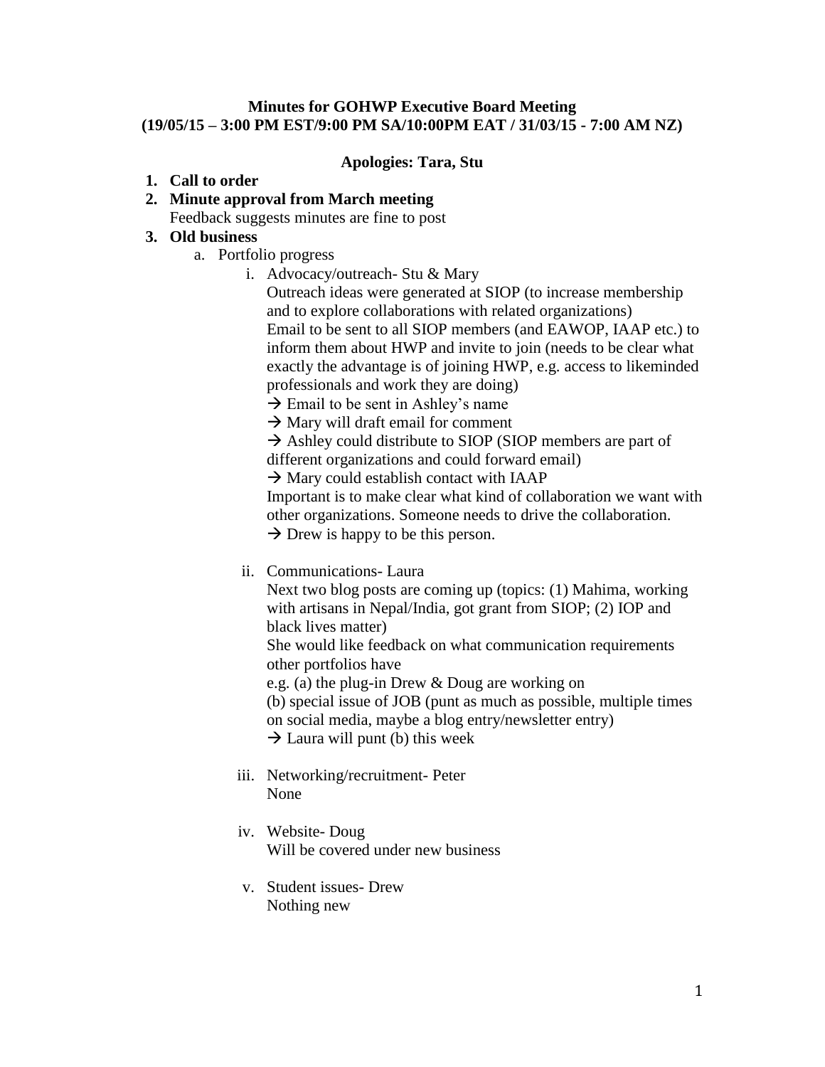**Minutes for GOHWP Executive Board Meeting**
**(19/05/15 – 3:00 PM EST/9:00 PM SA/10:00PM EAT / 31/03/15 - 7:00 AM NZ)**

**Apologies: Tara, Stu**

1. **Call to order**
2. **Minute approval from March meeting**
   Feedback suggests minutes are fine to post
3. **Old business**
   a. Portfolio progress
      i. Advocacy/outreach- Stu & Mary
         Outreach ideas were generated at SIOP (to increase membership and to explore collaborations with related organizations)
         Email to be sent to all SIOP members (and EAWOP, IAAP etc.) to inform them about HWP and invite to join (needs to be clear what exactly the advantage is of joining HWP, e.g. access to likeminded professionals and work they are doing)
         → Email to be sent in Ashley's name
         → Mary will draft email for comment
         → Ashley could distribute to SIOP (SIOP members are part of different organizations and could forward email)
         → Mary could establish contact with IAAP
         Important is to make clear what kind of collaboration we want with other organizations. Someone needs to drive the collaboration.
         → Drew is happy to be this person.

      ii. Communications- Laura
         Next two blog posts are coming up (topics: (1) Mahima, working with artisans in Nepal/India, got grant from SIOP; (2) IOP and black lives matter)
         She would like feedback on what communication requirements other portfolios have
         e.g. (a) the plug-in Drew & Doug are working on
         (b) special issue of JOB (punt as much as possible, multiple times on social media, maybe a blog entry/newsletter entry)
         → Laura will punt (b) this week

      iii. Networking/recruitment- Peter
         None

      iv. Website- Doug
         Will be covered under new business

      v. Student issues- Drew
         Nothing new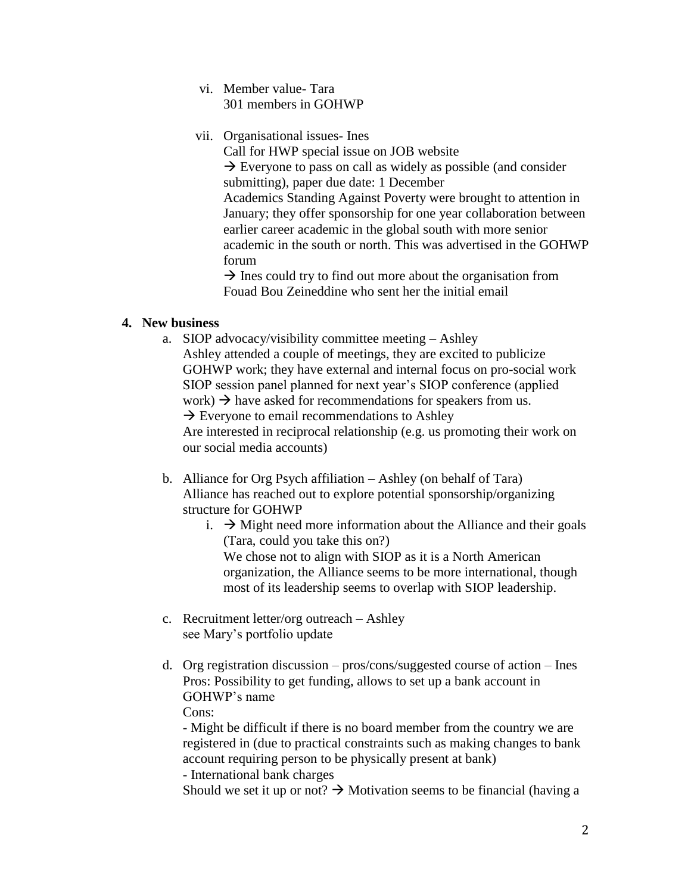vi. Member value- Tara
   301 members in GOHWP

vii. Organisational issues- Ines
   Call for HWP special issue on JOB website
   → Everyone to pass on call as widely as possible (and consider submitting), paper due date: 1 December
   Academics Standing Against Poverty were brought to attention in January; they offer sponsorship for one year collaboration between earlier career academic in the global south with more senior academic in the south or north. This was advertised in the GOHWP forum
   → Ines could try to find out more about the organisation from Fouad Bou Zeineddine who sent her the initial email

**4. New business**

a. SIOP advocacy/visibility committee meeting – Ashley
   Ashley attended a couple of meetings, they are excited to publicize GOHWP work; they have external and internal focus on pro-social work
   SIOP session panel planned for next year's SIOP conference (applied work) → have asked for recommendations for speakers from us.
   → Everyone to email recommendations to Ashley
   Are interested in reciprocal relationship (e.g. us promoting their work on our social media accounts)

b. Alliance for Org Psych affiliation – Ashley (on behalf of Tara)
   Alliance has reached out to explore potential sponsorship/organizing structure for GOHWP
   i. → Might need more information about the Alliance and their goals (Tara, could you take this on?)
      We chose not to align with SIOP as it is a North American organization, the Alliance seems to be more international, though most of its leadership seems to overlap with SIOP leadership.

c. Recruitment letter/org outreach – Ashley
   see Mary's portfolio update

d. Org registration discussion – pros/cons/suggested course of action – Ines
   Pros: Possibility to get funding, allows to set up a bank account in GOHWP's name
   Cons:
   - Might be difficult if there is no board member from the country we are registered in (due to practical constraints such as making changes to bank account requiring person to be physically present at bank)
   - International bank charges
   Should we set it up or not? → Motivation seems to be financial (having a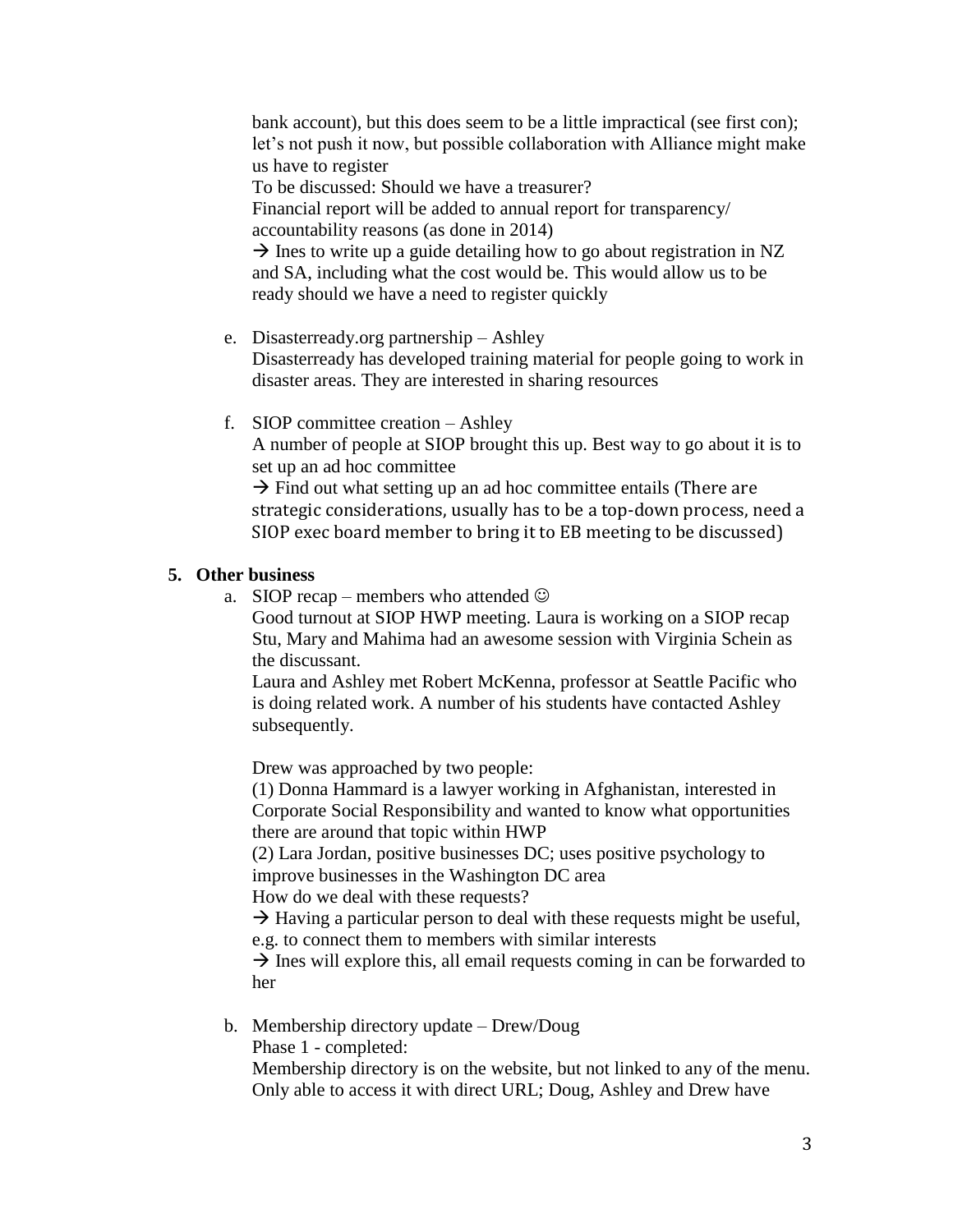bank account), but this does seem to be a little impractical (see first con); let's not push it now, but possible collaboration with Alliance might make us have to register

To be discussed: Should we have a treasurer?

Financial report will be added to annual report for transparency/ accountability reasons (as done in 2014)

→ Ines to write up a guide detailing how to go about registration in NZ and SA, including what the cost would be. This would allow us to be ready should we have a need to register quickly

e. Disasterready.org partnership – Ashley

   Disasterready has developed training material for people going to work in disaster areas. They are interested in sharing resources

f. SIOP committee creation – Ashley

   A number of people at SIOP brought this up. Best way to go about it is to set up an ad hoc committee

   → Find out what setting up an ad hoc committee entails (There are strategic considerations, usually has to be a top-down process, need a SIOP exec board member to bring it to EB meeting to be discussed)

**5. Other business**

a. SIOP recap – members who attended ☺

   Good turnout at SIOP HWP meeting. Laura is working on a SIOP recap

   Stu, Mary and Mahima had an awesome session with Virginia Schein as the discussant.

   Laura and Ashley met Robert McKenna, professor at Seattle Pacific who is doing related work. A number of his students have contacted Ashley subsequently.

   Drew was approached by two people:

   (1) Donna Hammard is a lawyer working in Afghanistan, interested in Corporate Social Responsibility and wanted to know what opportunities there are around that topic within HWP

   (2) Lara Jordan, positive businesses DC; uses positive psychology to improve businesses in the Washington DC area

   How do we deal with these requests?

   → Having a particular person to deal with these requests might be useful, e.g. to connect them to members with similar interests

   → Ines will explore this, all email requests coming in can be forwarded to her

b. Membership directory update – Drew/Doug

   Phase 1 - completed:

   Membership directory is on the website, but not linked to any of the menu. Only able to access it with direct URL; Doug, Ashley and Drew have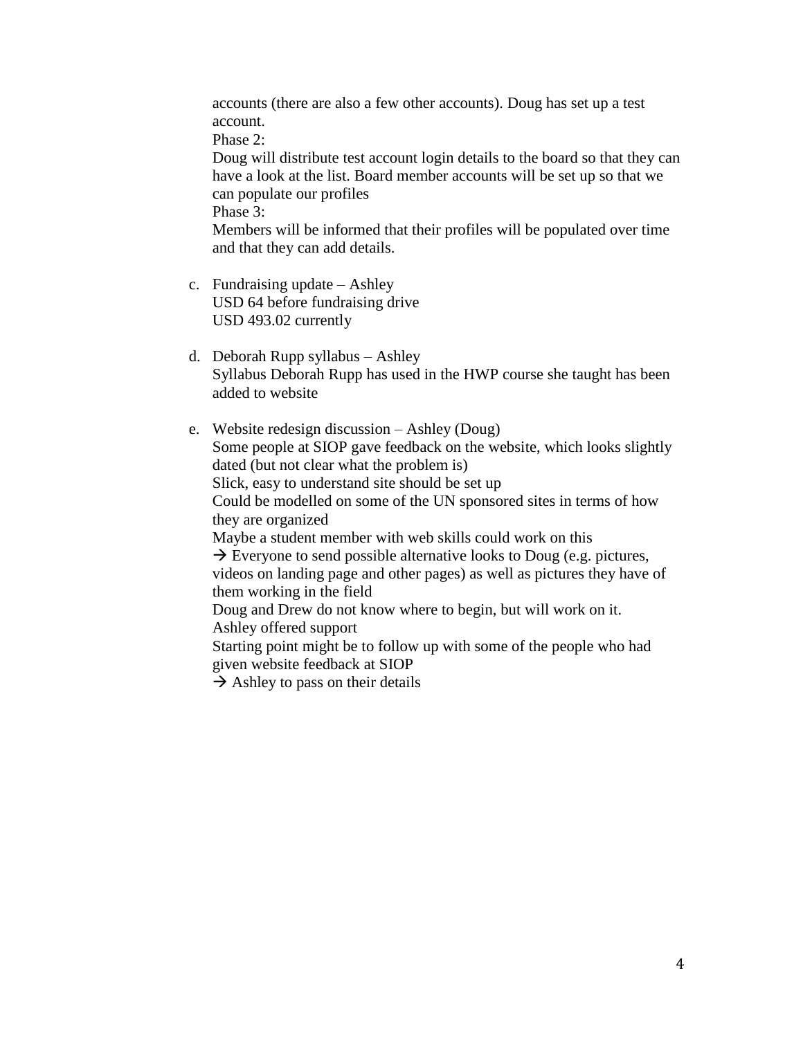accounts (there are also a few other accounts). Doug has set up a test account.
Phase 2:
Doug will distribute test account login details to the board so that they can have a look at the list. Board member accounts will be set up so that we can populate our profiles
Phase 3:
Members will be informed that their profiles will be populated over time and that they can add details.

c. Fundraising update – Ashley
   USD 64 before fundraising drive
   USD 493.02 currently

d. Deborah Rupp syllabus – Ashley
   Syllabus Deborah Rupp has used in the HWP course she taught has been added to website

e. Website redesign discussion – Ashley (Doug)
   Some people at SIOP gave feedback on the website, which looks slightly dated (but not clear what the problem is)
   Slick, easy to understand site should be set up
   Could be modelled on some of the UN sponsored sites in terms of how they are organized
   Maybe a student member with web skills could work on this
   → Everyone to send possible alternative looks to Doug (e.g. pictures, videos on landing page and other pages) as well as pictures they have of them working in the field
   Doug and Drew do not know where to begin, but will work on it.
   Ashley offered support
   Starting point might be to follow up with some of the people who had given website feedback at SIOP
   → Ashley to pass on their details